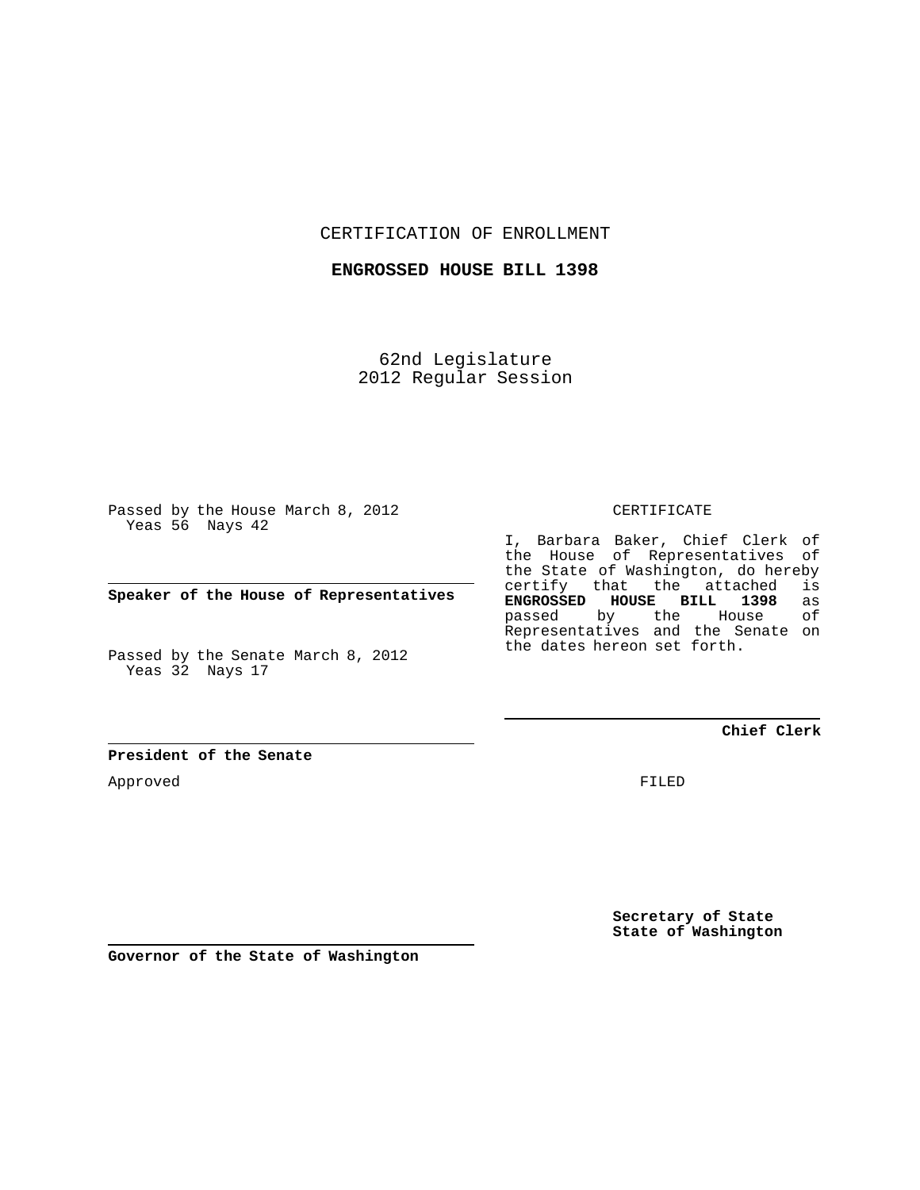CERTIFICATION OF ENROLLMENT

**ENGROSSED HOUSE BILL 1398**

62nd Legislature
2012 Regular Session

Passed by the House March 8, 2012
Yeas 56 Nays 42

**Speaker of the House of Representatives**

Passed by the Senate March 8, 2012
Yeas 32 Nays 17

**President of the Senate**

Approved

**Governor of the State of Washington**

CERTIFICATE

I, Barbara Baker, Chief Clerk of the House of Representatives of the State of Washington, do hereby certify that the attached is **ENGROSSED HOUSE BILL 1398** as passed by the House of Representatives and the Senate on the dates hereon set forth.

**Chief Clerk**

FILED

**Secretary of State**
**State of Washington**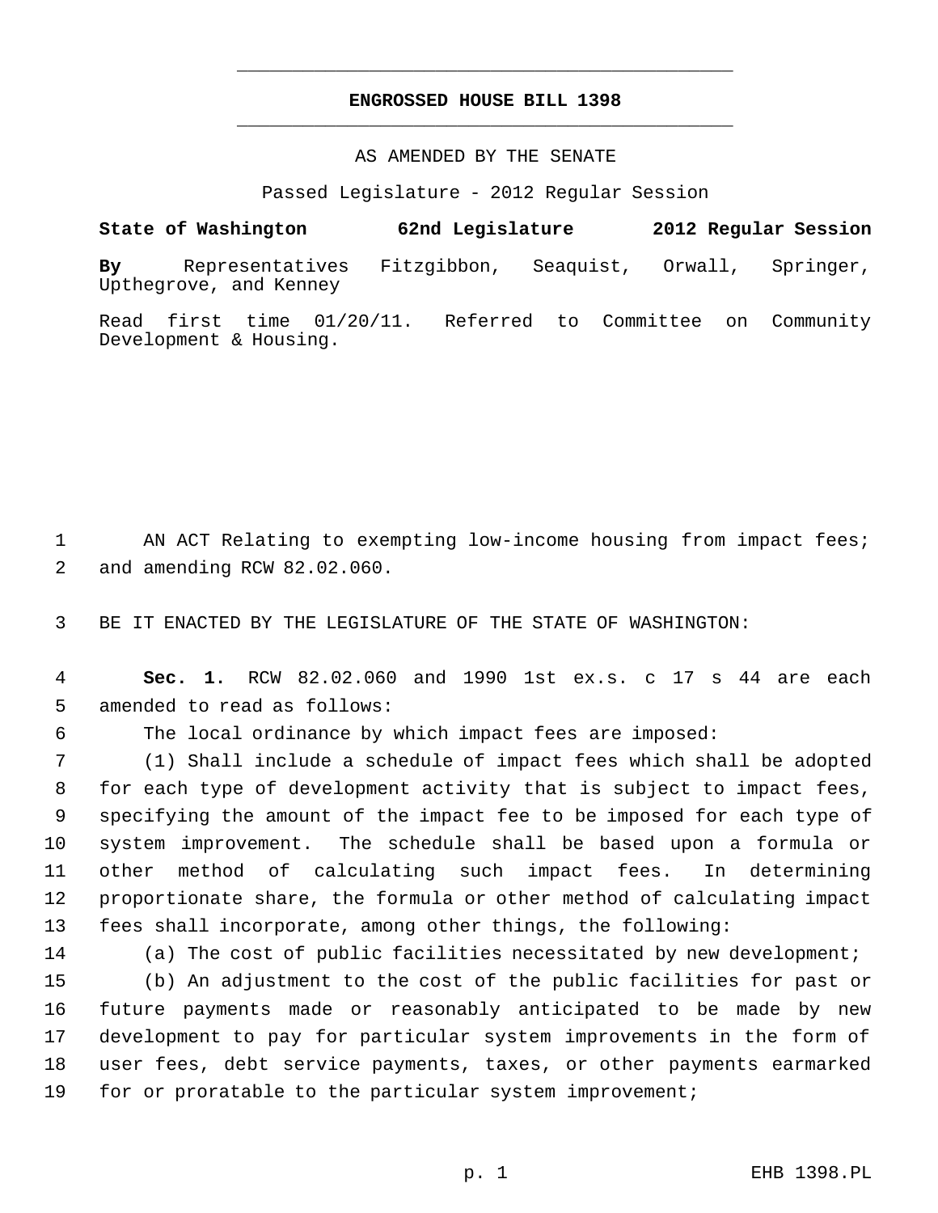# ENGROSSED HOUSE BILL 1398

AS AMENDED BY THE SENATE

Passed Legislature - 2012 Regular Session

**State of Washington 62nd Legislature 2012 Regular Session**

**By** Representatives Fitzgibbon, Seaquist, Orwall, Springer, Upthegrove, and Kenney

Read first time 01/20/11. Referred to Committee on Community Development & Housing.

1 AN ACT Relating to exempting low-income housing from impact fees; 2 and amending RCW 82.02.060.

3 BE IT ENACTED BY THE LEGISLATURE OF THE STATE OF WASHINGTON:

4 **Sec. 1.** RCW 82.02.060 and 1990 1st ex.s. c 17 s 44 are each 5 amended to read as follows:

6 The local ordinance by which impact fees are imposed:

7 (1) Shall include a schedule of impact fees which shall be adopted 8 for each type of development activity that is subject to impact fees, 9 specifying the amount of the impact fee to be imposed for each type of 10 system improvement. The schedule shall be based upon a formula or 11 other method of calculating such impact fees. In determining 12 proportionate share, the formula or other method of calculating impact 13 fees shall incorporate, among other things, the following:

14 (a) The cost of public facilities necessitated by new development;

15 (b) An adjustment to the cost of the public facilities for past or 16 future payments made or reasonably anticipated to be made by new 17 development to pay for particular system improvements in the form of 18 user fees, debt service payments, taxes, or other payments earmarked 19 for or proratable to the particular system improvement;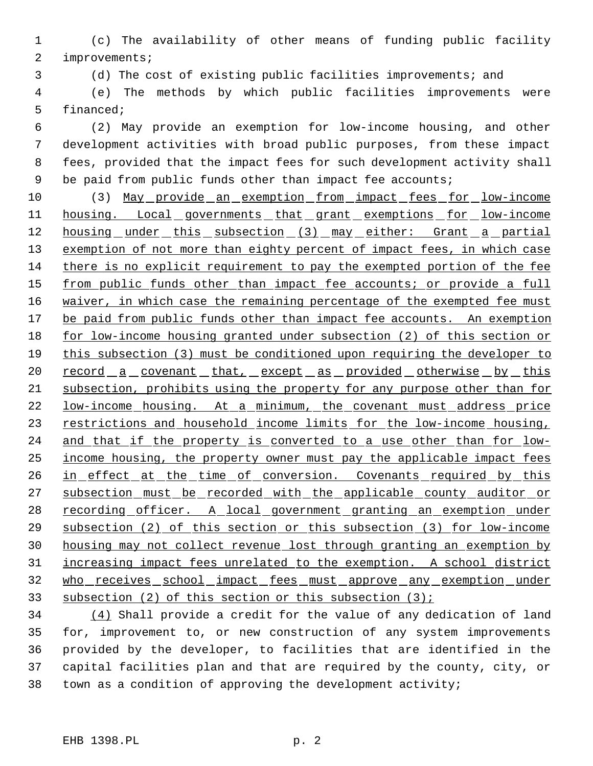(c) The availability of other means of funding public facility improvements;

(d) The cost of existing public facilities improvements; and

(e) The methods by which public facilities improvements were financed;

(2) May provide an exemption for low-income housing, and other development activities with broad public purposes, from these impact fees, provided that the impact fees for such development activity shall be paid from public funds other than impact fee accounts;

(3) <u>May provide an exemption from impact fees for low-income housing. Local governments that grant exemptions for low-income housing under this subsection (3) may either: Grant a partial exemption of not more than eighty percent of impact fees, in which case there is no explicit requirement to pay the exempted portion of the fee from public funds other than impact fee accounts; or provide a full waiver, in which case the remaining percentage of the exempted fee must be paid from public funds other than impact fee accounts. An exemption for low-income housing granted under subsection (2) of this section or this subsection (3) must be conditioned upon requiring the developer to record a covenant that, except as provided otherwise by this subsection, prohibits using the property for any purpose other than for low-income housing. At a minimum, the covenant must address price restrictions and household income limits for the low-income housing, and that if the property is converted to a use other than for low-income housing, the property owner must pay the applicable impact fees in effect at the time of conversion. Covenants required by this subsection must be recorded with the applicable county auditor or recording officer. A local government granting an exemption under subsection (2) of this section or this subsection (3) for low-income housing may not collect revenue lost through granting an exemption by increasing impact fees unrelated to the exemption. A school district who receives school impact fees must approve any exemption under subsection (2) of this section or this subsection (3);</u>

<u>(4)</u> Shall provide a credit for the value of any dedication of land for, improvement to, or new construction of any system improvements provided by the developer, to facilities that are identified in the capital facilities plan and that are required by the county, city, or town as a condition of approving the development activity;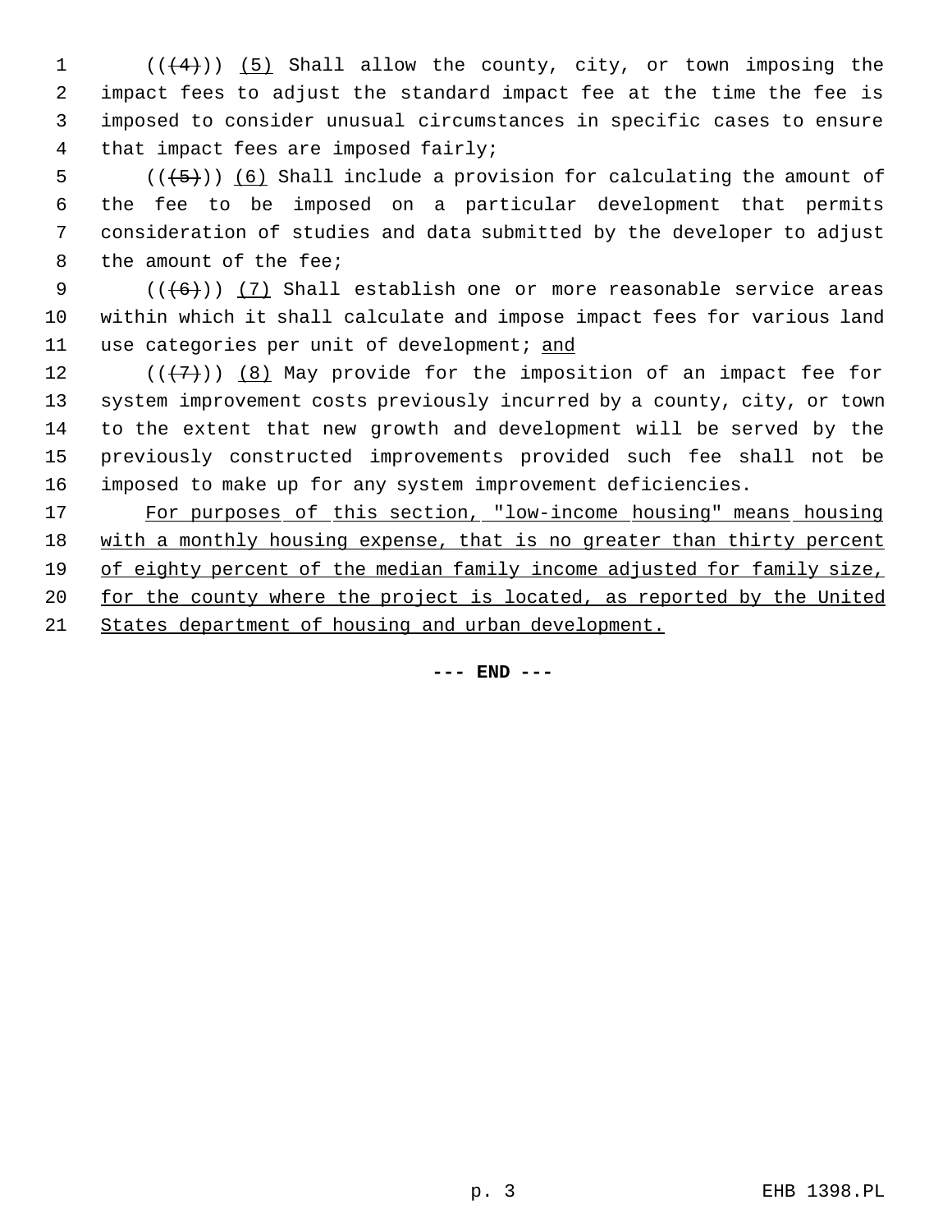(((4))) (5) Shall allow the county, city, or town imposing the impact fees to adjust the standard impact fee at the time the fee is imposed to consider unusual circumstances in specific cases to ensure that impact fees are imposed fairly;

(((5))) (6) Shall include a provision for calculating the amount of the fee to be imposed on a particular development that permits consideration of studies and data submitted by the developer to adjust the amount of the fee;

(((6))) (7) Shall establish one or more reasonable service areas within which it shall calculate and impose impact fees for various land use categories per unit of development; and

(((7))) (8) May provide for the imposition of an impact fee for system improvement costs previously incurred by a county, city, or town to the extent that new growth and development will be served by the previously constructed improvements provided such fee shall not be imposed to make up for any system improvement deficiencies.

For purposes of this section, "low-income housing" means housing with a monthly housing expense, that is no greater than thirty percent of eighty percent of the median family income adjusted for family size, for the county where the project is located, as reported by the United States department of housing and urban development.

**--- END ---**